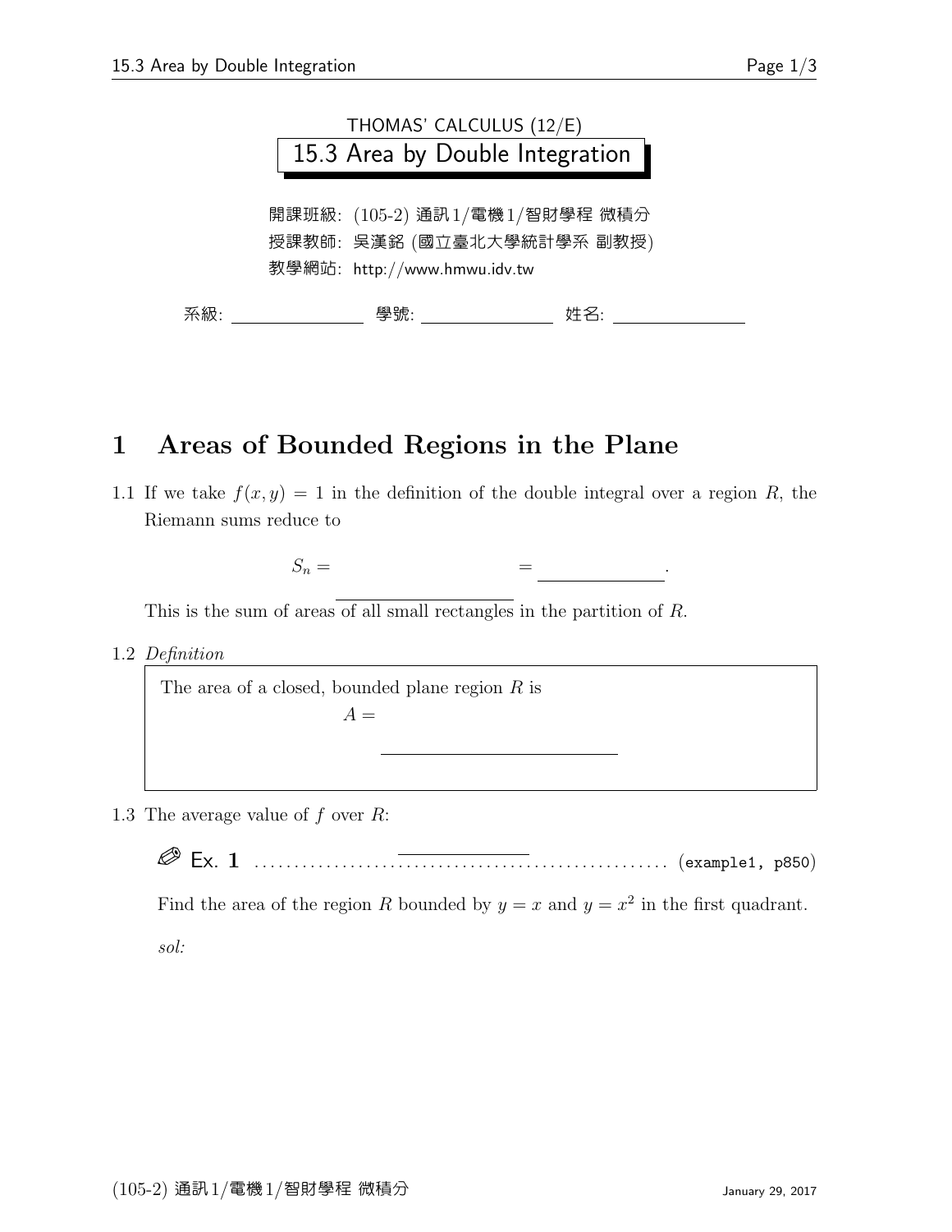THOMAS' CALCULUS (12/E)

# 15.3 Area by Double Integration

開課班級: (105-2) 通訊1/電機1/智財學程 微積分

授課教師: 吳漢銘 (國立臺北大學統計學系 副教授)

教學網站: http://www.hmwu.idv.tw

系級: ____________ 學號: ____________ 姓名: ____________

## 1 Areas of Bounded Regions in the Plane

1.1 If we take $f(x, y) = 1$ in the definition of the double integral over a region $R$, the Riemann sums reduce to

$$S_n = \qquad\qquad\qquad = \underline{\qquad\qquad}.$$

This is the sum of areas of all small rectangles in the partition of $R$.

1.2 *Definition*

> The area of a closed, bounded plane region $R$ is
>
> $A =$

1.3 The average value of $f$ over $R$:

**Ex. 1** ............................................ (example1, p850)

Find the area of the region $R$ bounded by $y = x$ and $y = x^2$ in the first quadrant.

*sol:*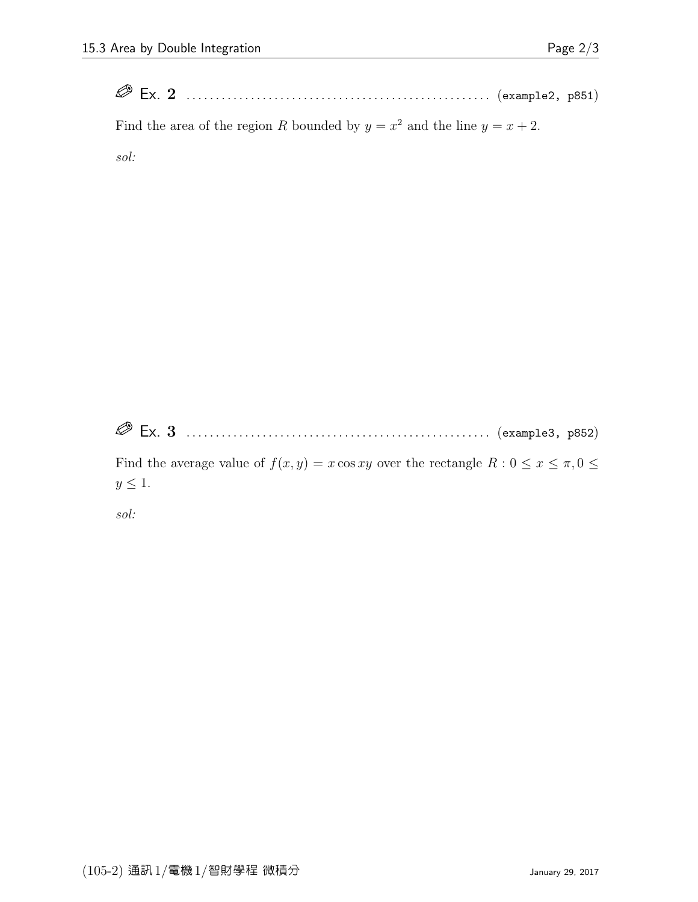✐ Ex. **2** .................................................. (`example2, p851`)

Find the area of the region $R$ bounded by $y = x^2$ and the line $y = x + 2$.

*sol:*

✐ Ex. **3** .................................................. (`example3, p852`)

Find the average value of $f(x, y) = x \cos xy$ over the rectangle $R : 0 \leq x \leq \pi, 0 \leq y \leq 1$.

*sol:*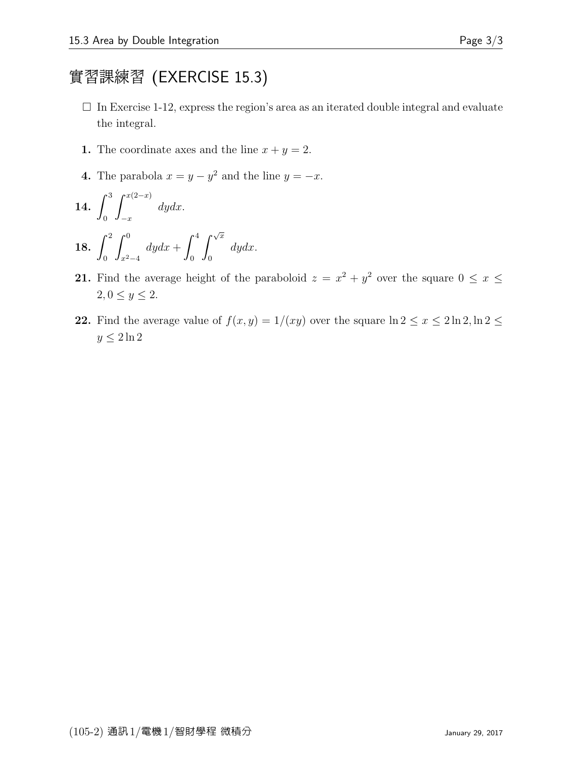# 實習課練習 (EXERCISE 15.3)

☐ In Exercise 1-12, express the region's area as an iterated double integral and evaluate the integral.

**1.** The coordinate axes and the line $x + y = 2$.

**4.** The parabola $x = y - y^2$ and the line $y = -x$.

**14.** $\displaystyle\int_0^3 \int_{-x}^{x(2-x)} \, dydx.$

**18.** $\displaystyle\int_0^2 \int_{x^2-4}^{0} \, dydx + \int_0^4 \int_0^{\sqrt{x}} \, dydx.$

**21.** Find the average height of the paraboloid $z = x^2 + y^2$ over the square $0 \leq x \leq 2, 0 \leq y \leq 2$.

**22.** Find the average value of $f(x, y) = 1/(xy)$ over the square $\ln 2 \leq x \leq 2\ln 2, \ln 2 \leq y \leq 2\ln 2$